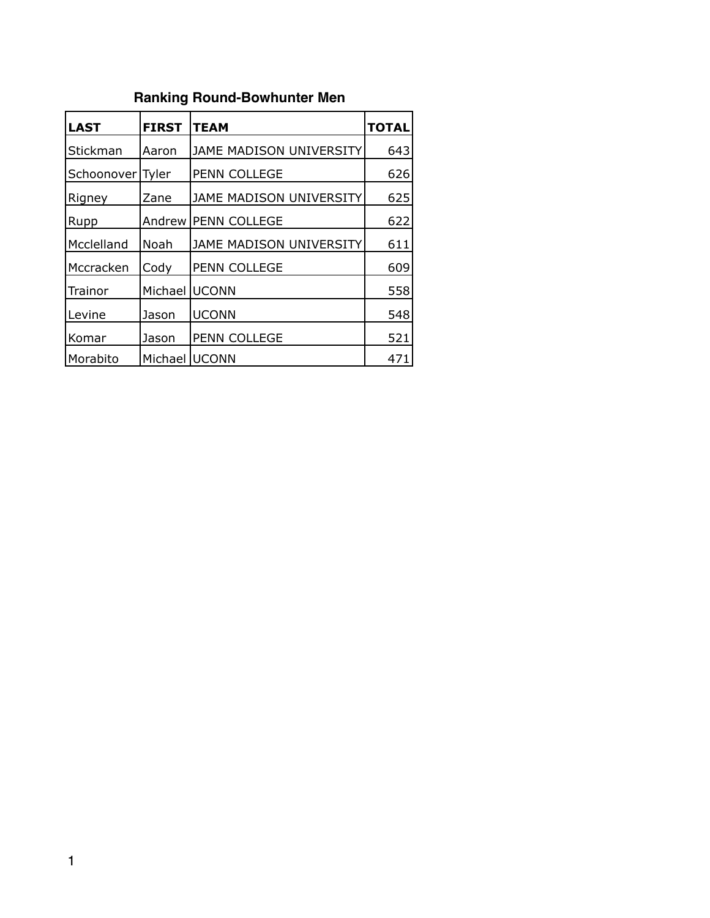## Ranking Round-Bowhunter Men

| LAST | FIRST | TEAM | TOTAL |
|---|---|---|---|
| Stickman | Aaron | JAME MADISON UNIVERSITY | 643 |
| Schoonover | Tyler | PENN COLLEGE | 626 |
| Rigney | Zane | JAME MADISON UNIVERSITY | 625 |
| Rupp | Andrew | PENN COLLEGE | 622 |
| Mcclelland | Noah | JAME MADISON UNIVERSITY | 611 |
| Mccracken | Cody | PENN COLLEGE | 609 |
| Trainor | Michael | UCONN | 558 |
| Levine | Jason | UCONN | 548 |
| Komar | Jason | PENN COLLEGE | 521 |
| Morabito | Michael | UCONN | 471 |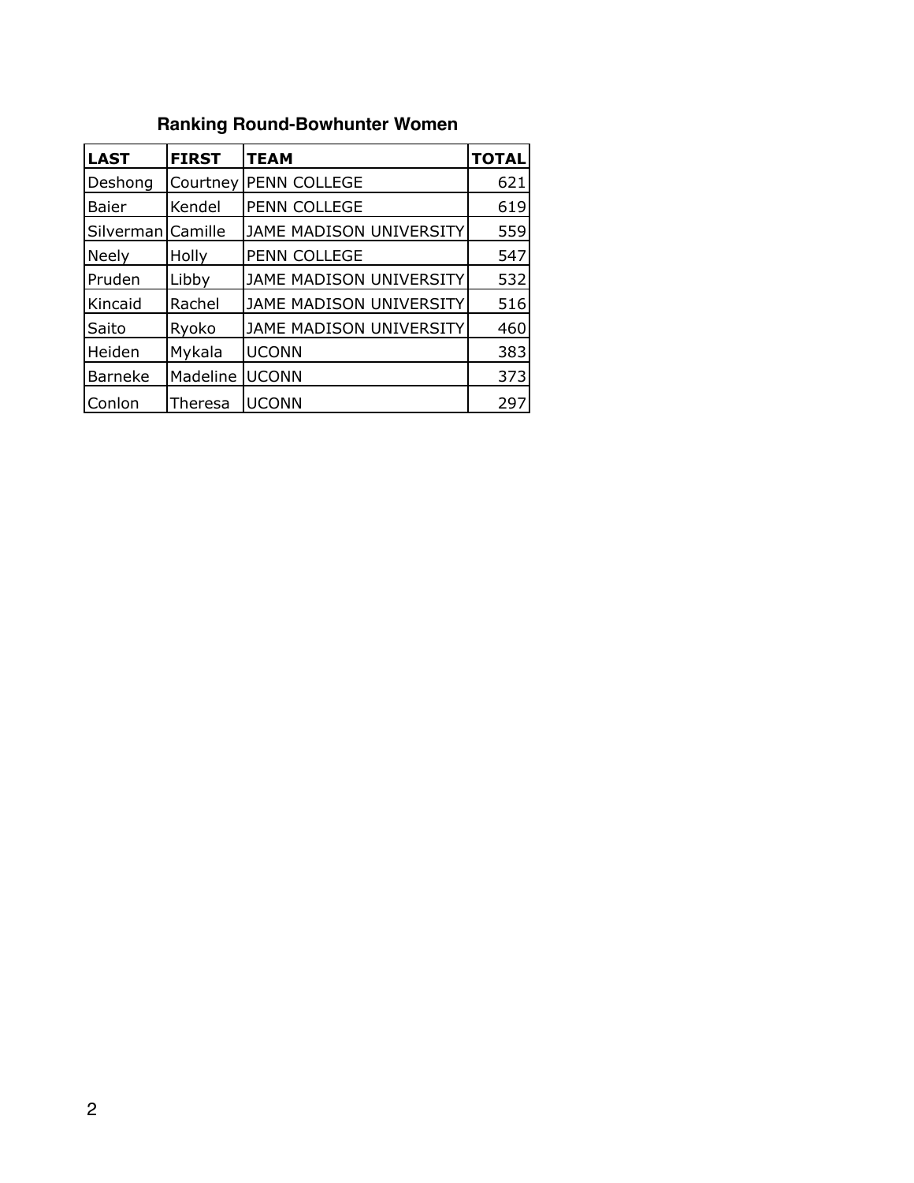## Ranking Round-Bowhunter Women

| LAST | FIRST | TEAM | TOTAL |
|---|---|---|---|
| Deshong | Courtney | PENN COLLEGE | 621 |
| Baier | Kendel | PENN COLLEGE | 619 |
| Silverman | Camille | JAME MADISON UNIVERSITY | 559 |
| Neely | Holly | PENN COLLEGE | 547 |
| Pruden | Libby | JAME MADISON UNIVERSITY | 532 |
| Kincaid | Rachel | JAME MADISON UNIVERSITY | 516 |
| Saito | Ryoko | JAME MADISON UNIVERSITY | 460 |
| Heiden | Mykala | UCONN | 383 |
| Barneke | Madeline | UCONN | 373 |
| Conlon | Theresa | UCONN | 297 |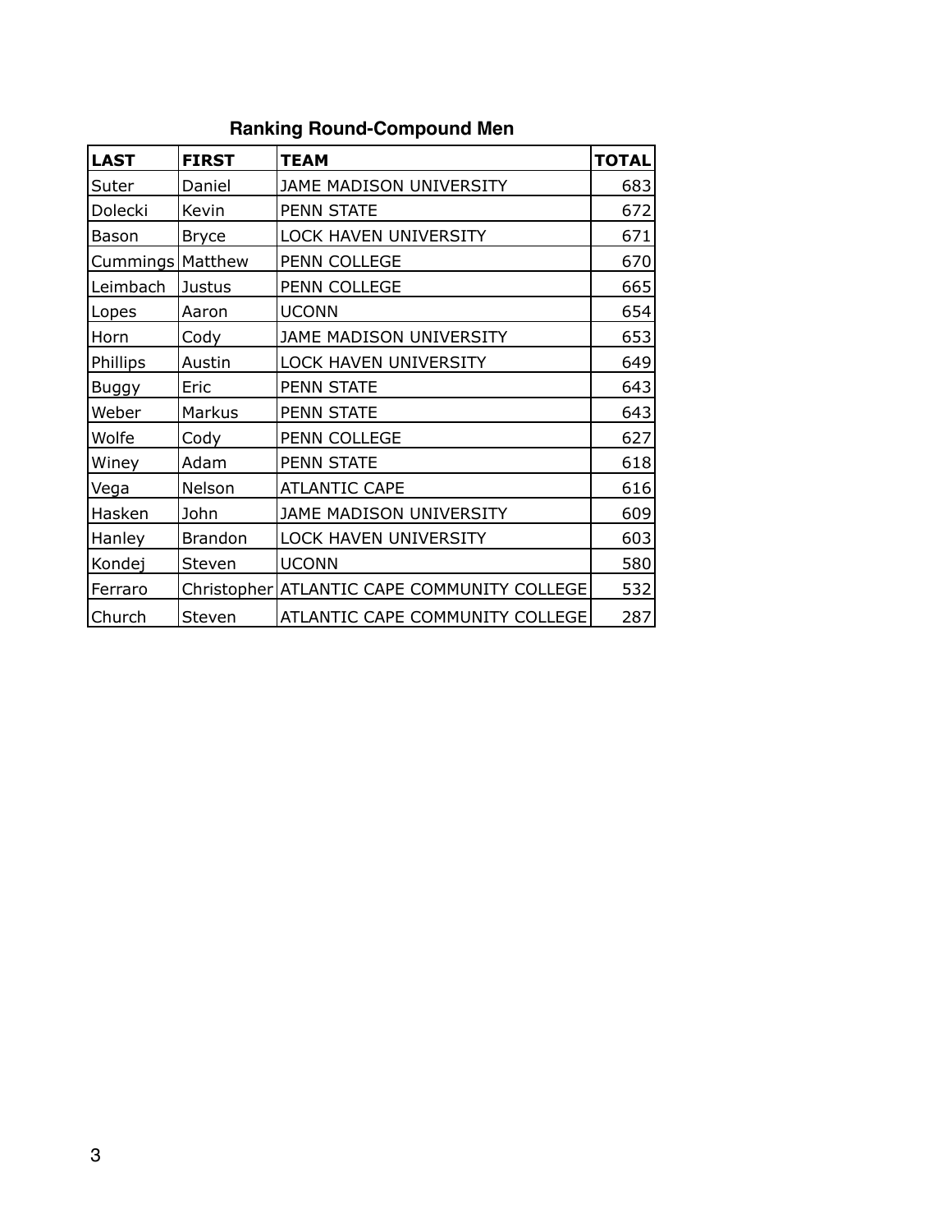## Ranking Round-Compound Men

| LAST | FIRST | TEAM | TOTAL |
|---|---|---|---|
| Suter | Daniel | JAME MADISON UNIVERSITY | 683 |
| Dolecki | Kevin | PENN STATE | 672 |
| Bason | Bryce | LOCK HAVEN UNIVERSITY | 671 |
| Cummings | Matthew | PENN COLLEGE | 670 |
| Leimbach | Justus | PENN COLLEGE | 665 |
| Lopes | Aaron | UCONN | 654 |
| Horn | Cody | JAME MADISON UNIVERSITY | 653 |
| Phillips | Austin | LOCK HAVEN UNIVERSITY | 649 |
| Buggy | Eric | PENN STATE | 643 |
| Weber | Markus | PENN STATE | 643 |
| Wolfe | Cody | PENN COLLEGE | 627 |
| Winey | Adam | PENN STATE | 618 |
| Vega | Nelson | ATLANTIC CAPE | 616 |
| Hasken | John | JAME MADISON UNIVERSITY | 609 |
| Hanley | Brandon | LOCK HAVEN UNIVERSITY | 603 |
| Kondej | Steven | UCONN | 580 |
| Ferraro | Christopher | ATLANTIC CAPE COMMUNITY COLLEGE | 532 |
| Church | Steven | ATLANTIC CAPE COMMUNITY COLLEGE | 287 |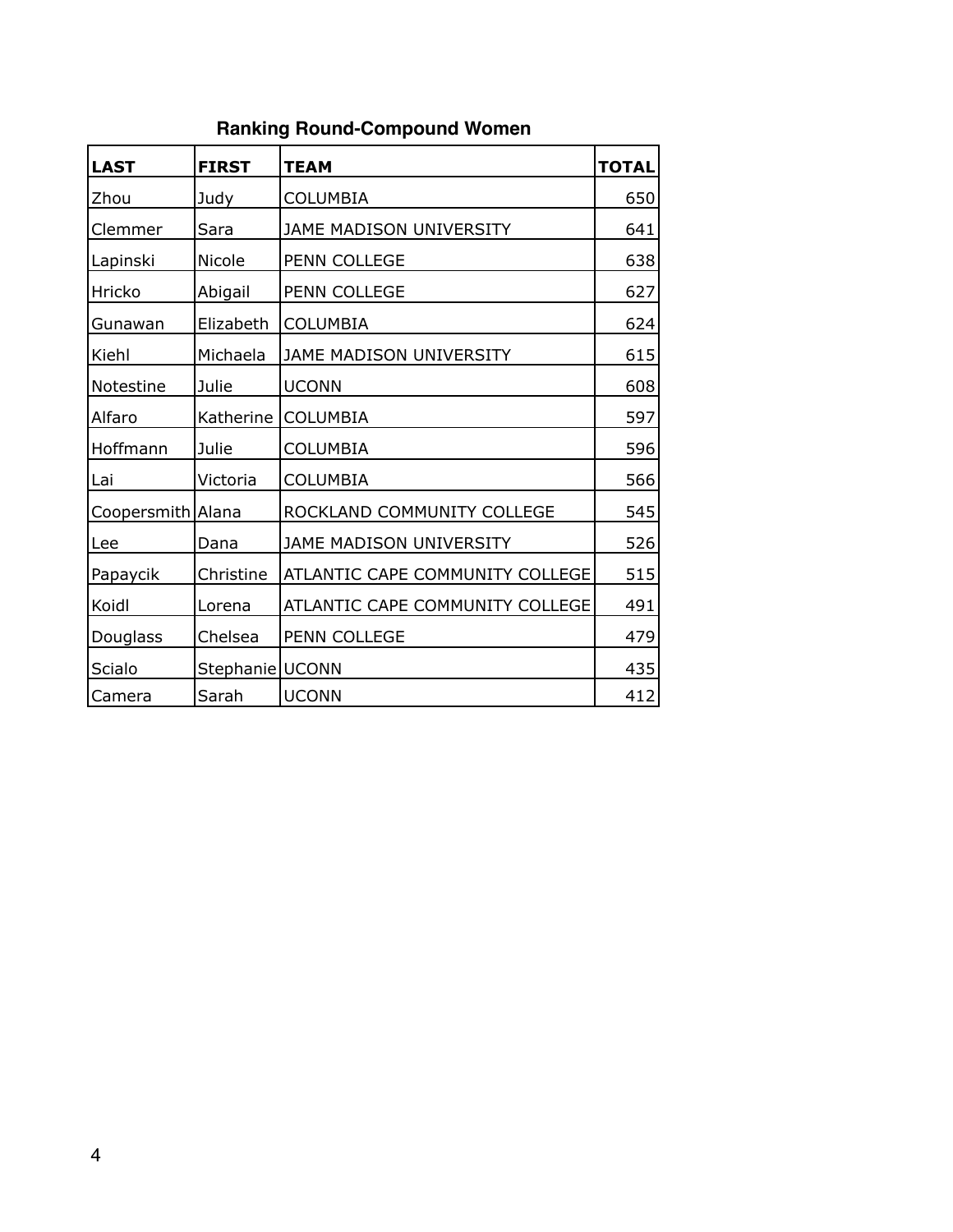## Ranking Round-Compound Women

| LAST | FIRST | TEAM | TOTAL |
|---|---|---|---|
| Zhou | Judy | COLUMBIA | 650 |
| Clemmer | Sara | JAME MADISON UNIVERSITY | 641 |
| Lapinski | Nicole | PENN COLLEGE | 638 |
| Hricko | Abigail | PENN COLLEGE | 627 |
| Gunawan | Elizabeth | COLUMBIA | 624 |
| Kiehl | Michaela | JAME MADISON UNIVERSITY | 615 |
| Notestine | Julie | UCONN | 608 |
| Alfaro | Katherine | COLUMBIA | 597 |
| Hoffmann | Julie | COLUMBIA | 596 |
| Lai | Victoria | COLUMBIA | 566 |
| Coopersmith | Alana | ROCKLAND COMMUNITY COLLEGE | 545 |
| Lee | Dana | JAME MADISON UNIVERSITY | 526 |
| Papaycik | Christine | ATLANTIC CAPE COMMUNITY COLLEGE | 515 |
| Koidl | Lorena | ATLANTIC CAPE COMMUNITY COLLEGE | 491 |
| Douglass | Chelsea | PENN COLLEGE | 479 |
| Scialo | Stephanie | UCONN | 435 |
| Camera | Sarah | UCONN | 412 |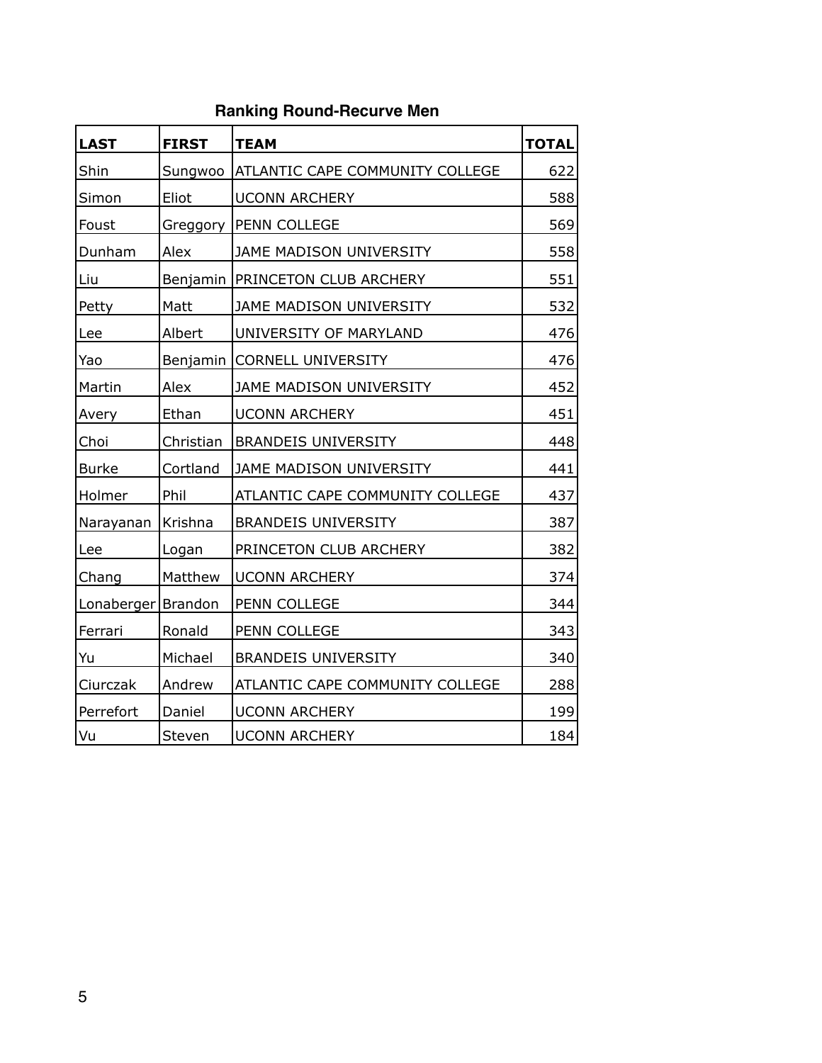## Ranking Round-Recurve Men

| LAST | FIRST | TEAM | TOTAL |
| --- | --- | --- | --- |
| Shin | Sungwoo | ATLANTIC CAPE COMMUNITY COLLEGE | 622 |
| Simon | Eliot | UCONN ARCHERY | 588 |
| Foust | Greggory | PENN COLLEGE | 569 |
| Dunham | Alex | JAME MADISON UNIVERSITY | 558 |
| Liu | Benjamin | PRINCETON CLUB ARCHERY | 551 |
| Petty | Matt | JAME MADISON UNIVERSITY | 532 |
| Lee | Albert | UNIVERSITY OF MARYLAND | 476 |
| Yao | Benjamin | CORNELL UNIVERSITY | 476 |
| Martin | Alex | JAME MADISON UNIVERSITY | 452 |
| Avery | Ethan | UCONN ARCHERY | 451 |
| Choi | Christian | BRANDEIS UNIVERSITY | 448 |
| Burke | Cortland | JAME MADISON UNIVERSITY | 441 |
| Holmer | Phil | ATLANTIC CAPE COMMUNITY COLLEGE | 437 |
| Narayanan | Krishna | BRANDEIS UNIVERSITY | 387 |
| Lee | Logan | PRINCETON CLUB ARCHERY | 382 |
| Chang | Matthew | UCONN ARCHERY | 374 |
| Lonaberger | Brandon | PENN COLLEGE | 344 |
| Ferrari | Ronald | PENN COLLEGE | 343 |
| Yu | Michael | BRANDEIS UNIVERSITY | 340 |
| Ciurczak | Andrew | ATLANTIC CAPE COMMUNITY COLLEGE | 288 |
| Perrefort | Daniel | UCONN ARCHERY | 199 |
| Vu | Steven | UCONN ARCHERY | 184 |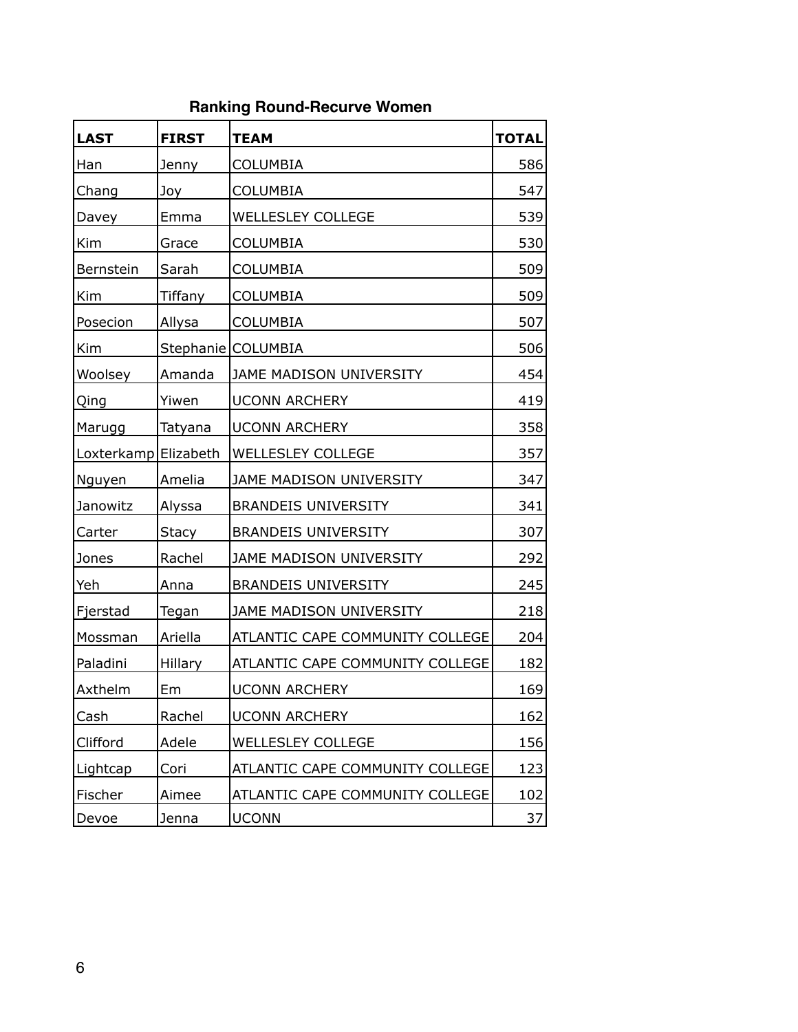## Ranking Round-Recurve Women

| LAST | FIRST | TEAM | TOTAL |
|---|---|---|---|
| Han | Jenny | COLUMBIA | 586 |
| Chang | Joy | COLUMBIA | 547 |
| Davey | Emma | WELLESLEY COLLEGE | 539 |
| Kim | Grace | COLUMBIA | 530 |
| Bernstein | Sarah | COLUMBIA | 509 |
| Kim | Tiffany | COLUMBIA | 509 |
| Posecion | Allysa | COLUMBIA | 507 |
| Kim | Stephanie | COLUMBIA | 506 |
| Woolsey | Amanda | JAME MADISON UNIVERSITY | 454 |
| Qing | Yiwen | UCONN ARCHERY | 419 |
| Marugg | Tatyana | UCONN ARCHERY | 358 |
| Loxterkamp | Elizabeth | WELLESLEY COLLEGE | 357 |
| Nguyen | Amelia | JAME MADISON UNIVERSITY | 347 |
| Janowitz | Alyssa | BRANDEIS UNIVERSITY | 341 |
| Carter | Stacy | BRANDEIS UNIVERSITY | 307 |
| Jones | Rachel | JAME MADISON UNIVERSITY | 292 |
| Yeh | Anna | BRANDEIS UNIVERSITY | 245 |
| Fjerstad | Tegan | JAME MADISON UNIVERSITY | 218 |
| Mossman | Ariella | ATLANTIC CAPE COMMUNITY COLLEGE | 204 |
| Paladini | Hillary | ATLANTIC CAPE COMMUNITY COLLEGE | 182 |
| Axthelm | Em | UCONN ARCHERY | 169 |
| Cash | Rachel | UCONN ARCHERY | 162 |
| Clifford | Adele | WELLESLEY COLLEGE | 156 |
| Lightcap | Cori | ATLANTIC CAPE COMMUNITY COLLEGE | 123 |
| Fischer | Aimee | ATLANTIC CAPE COMMUNITY COLLEGE | 102 |
| Devoe | Jenna | UCONN | 37 |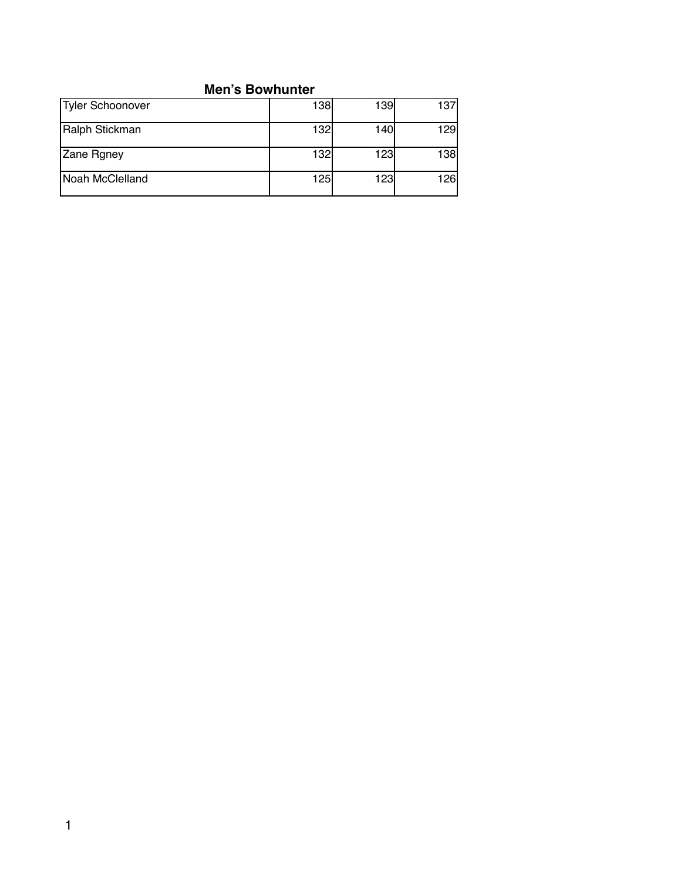## Men's Bowhunter

| | | | |
|---|---|---|---|
| Tyler Schoonover | 138 | 139 | 137 |
| Ralph Stickman | 132 | 140 | 129 |
| Zane Rgney | 132 | 123 | 138 |
| Noah McClelland | 125 | 123 | 126 |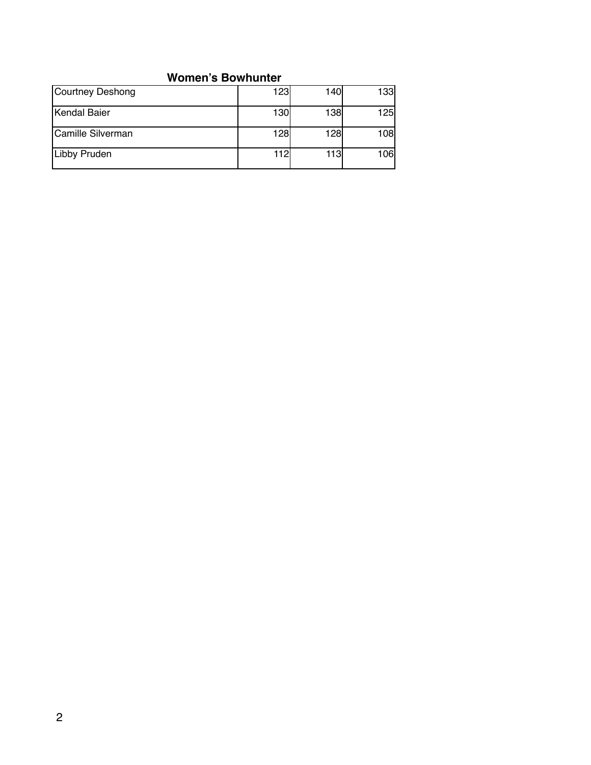### Women's Bowhunter

| | | | |
|---|---|---|---|
| Courtney Deshong | 123 | 140 | 133 |
| Kendal Baier | 130 | 138 | 125 |
| Camille Silverman | 128 | 128 | 108 |
| Libby Pruden | 112 | 113 | 106 |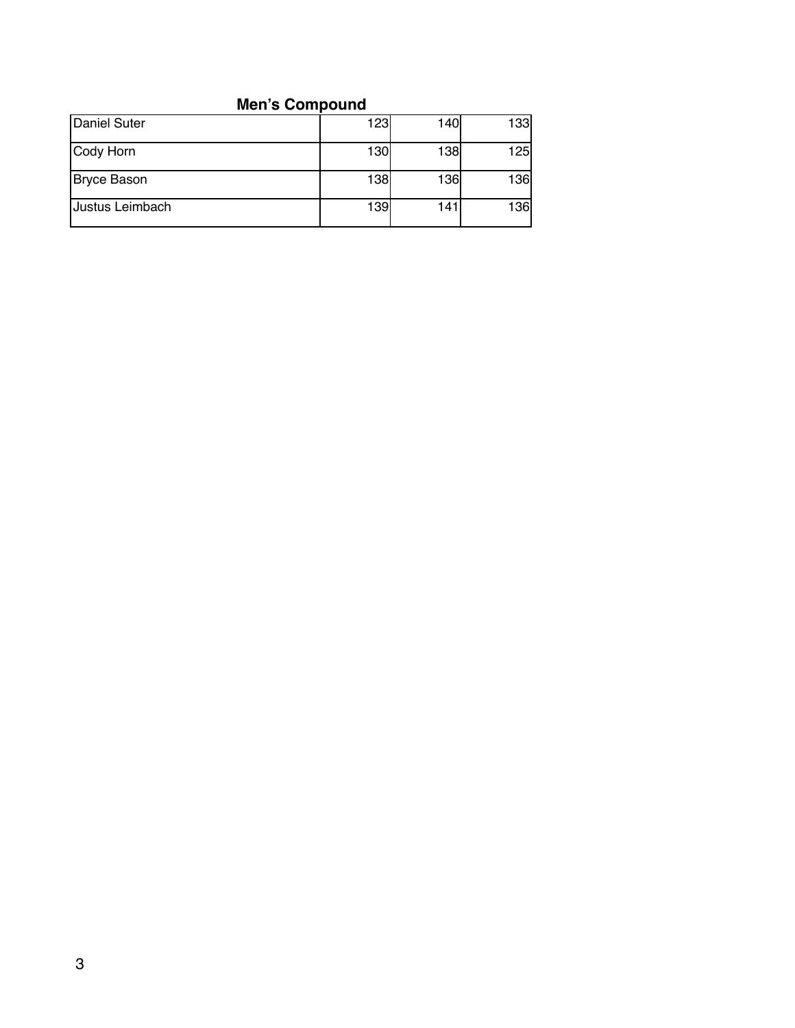## Men's Compound

| | | | |
|---|---|---|---|
| Daniel Suter | 123 | 140 | 133 |
| Cody Horn | 130 | 138 | 125 |
| Bryce Bason | 138 | 136 | 136 |
| Justus Leimbach | 139 | 141 | 136 |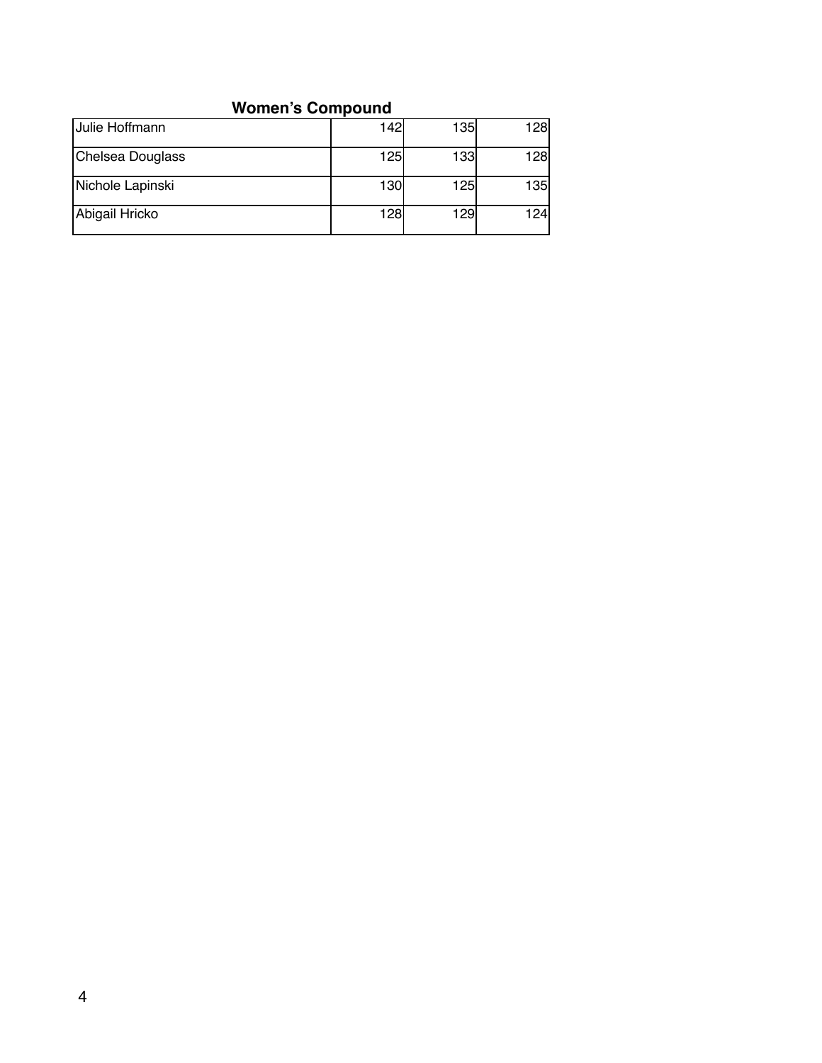## Women's Compound

| | | | |
|---|---|---|---|
| Julie Hoffmann | 142 | 135 | 128 |
| Chelsea Douglass | 125 | 133 | 128 |
| Nichole Lapinski | 130 | 125 | 135 |
| Abigail Hricko | 128 | 129 | 124 |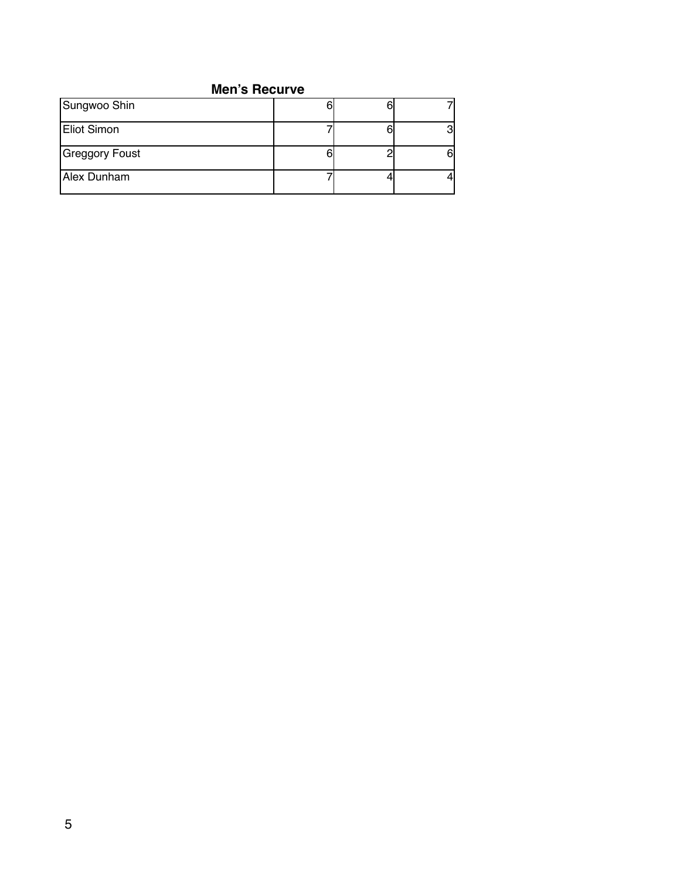### Men's Recurve

| | | | |
|---|---|---|---|
| Sungwoo Shin | 6 | 6 | 7 |
| Eliot Simon | 7 | 6 | 3 |
| Greggory Foust | 6 | 2 | 6 |
| Alex Dunham | 7 | 4 | 4 |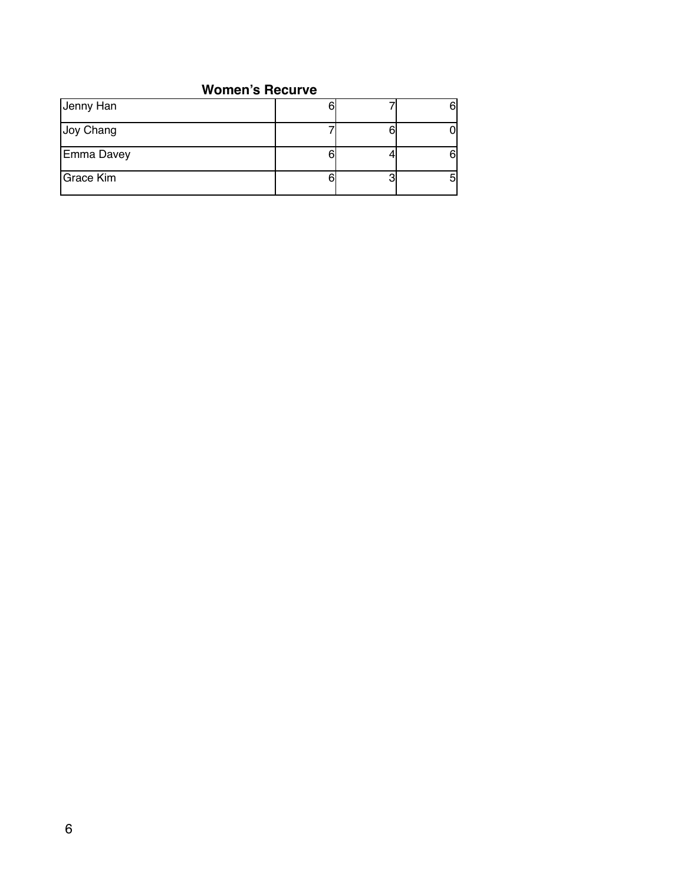## Women's Recurve

| | | | |
|---|---|---|---|
| Jenny Han | 6 | 7 | 6 |
| Joy Chang | 7 | 6 | 0 |
| Emma Davey | 6 | 4 | 6 |
| Grace Kim | 6 | 3 | 5 |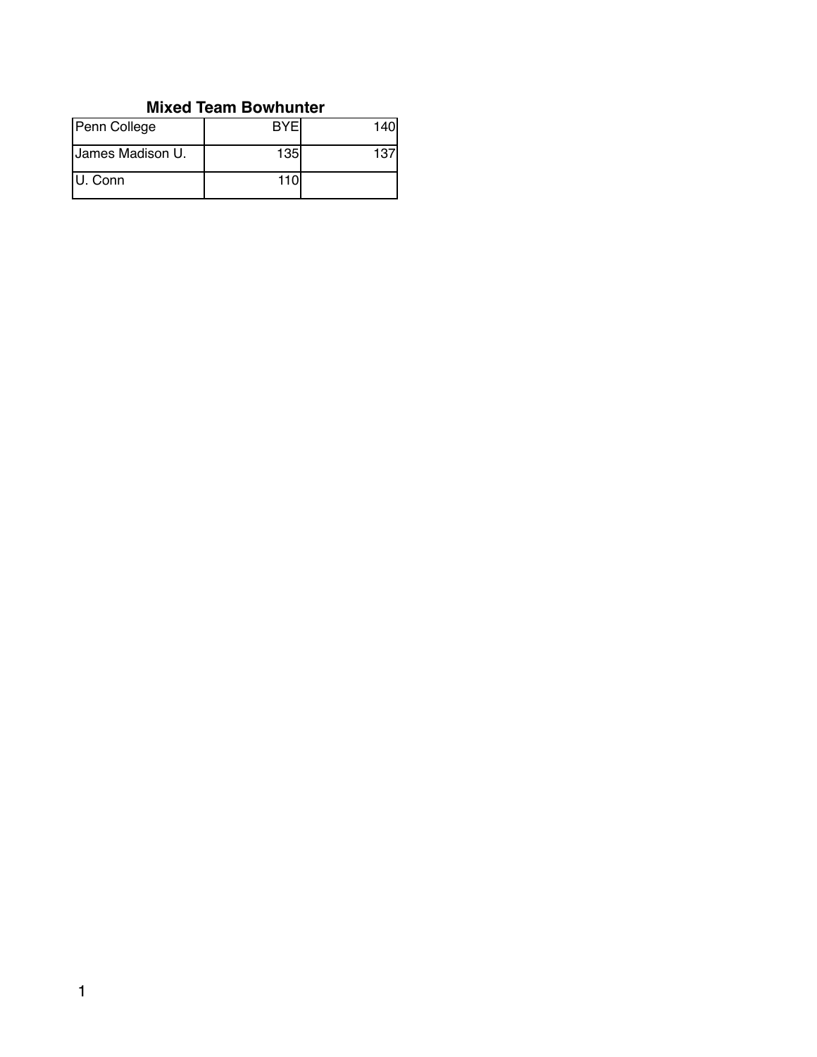### Mixed Team Bowhunter

| | | |
|---|---|---|
| Penn College | BYE | 140 |
| James Madison U. | 135 | 137 |
| U. Conn | 110 | |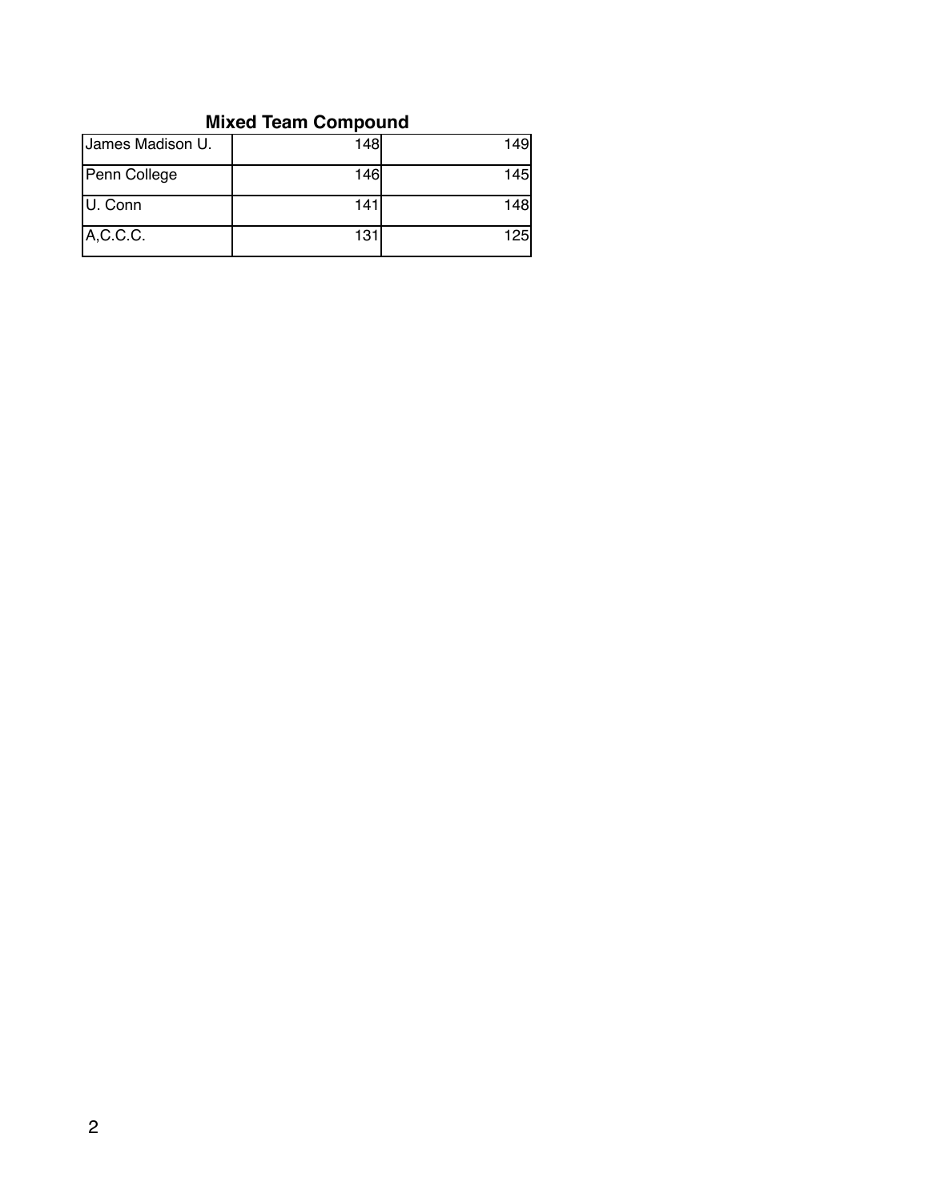**Mixed Team Compound**

| | | |
|---|---|---|
| James Madison U. | 148 | 149 |
| Penn College | 146 | 145 |
| U. Conn | 141 | 148 |
| A,C.C.C. | 131 | 125 |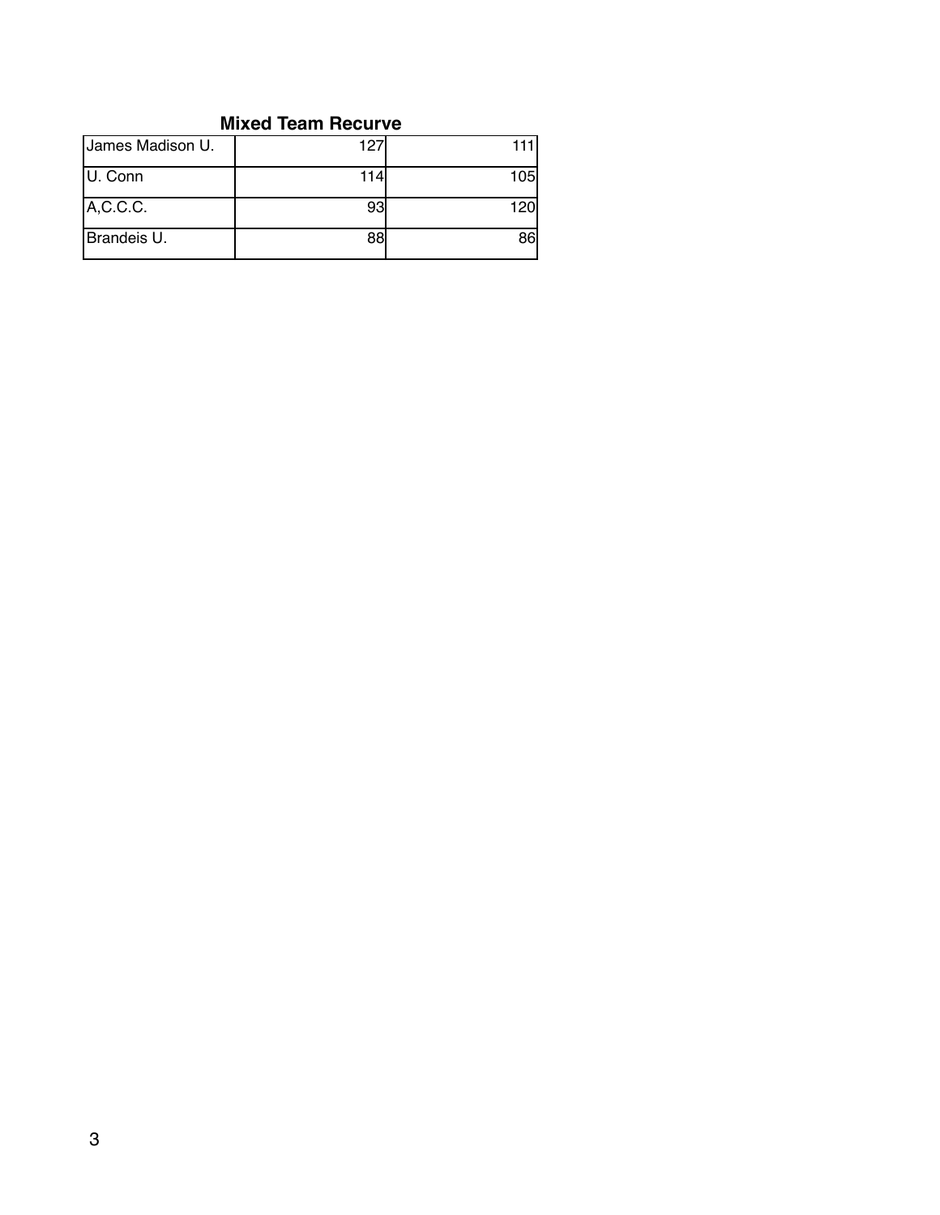**Mixed Team Recurve**

| | | |
|---|---|---|
| James Madison U. | 127 | 111 |
| U. Conn | 114 | 105 |
| A,C.C.C. | 93 | 120 |
| Brandeis U. | 88 | 86 |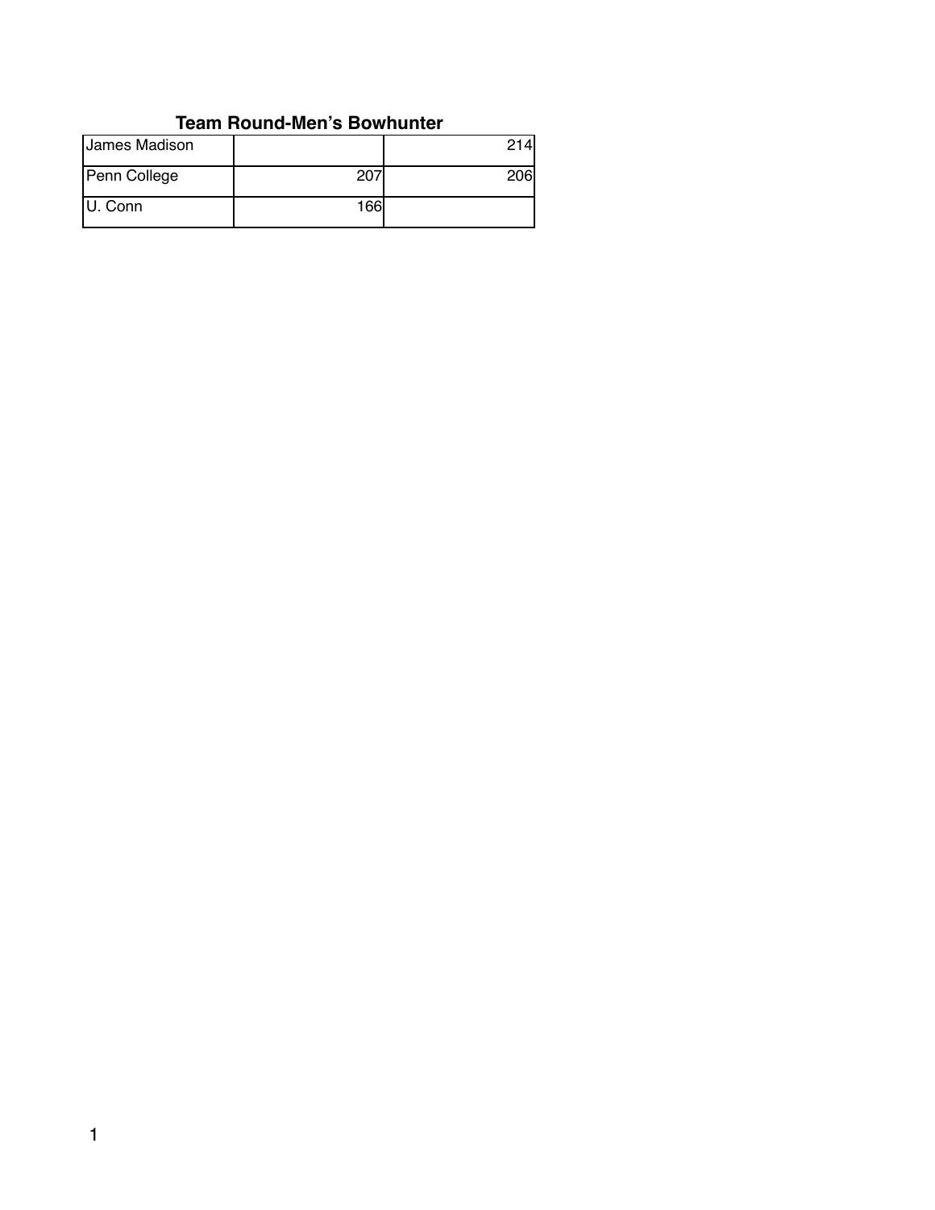### Team Round-Men's Bowhunter

| | | |
|---|---|---|
| James Madison | | 214 |
| Penn College | 207 | 206 |
| U. Conn | 166 | |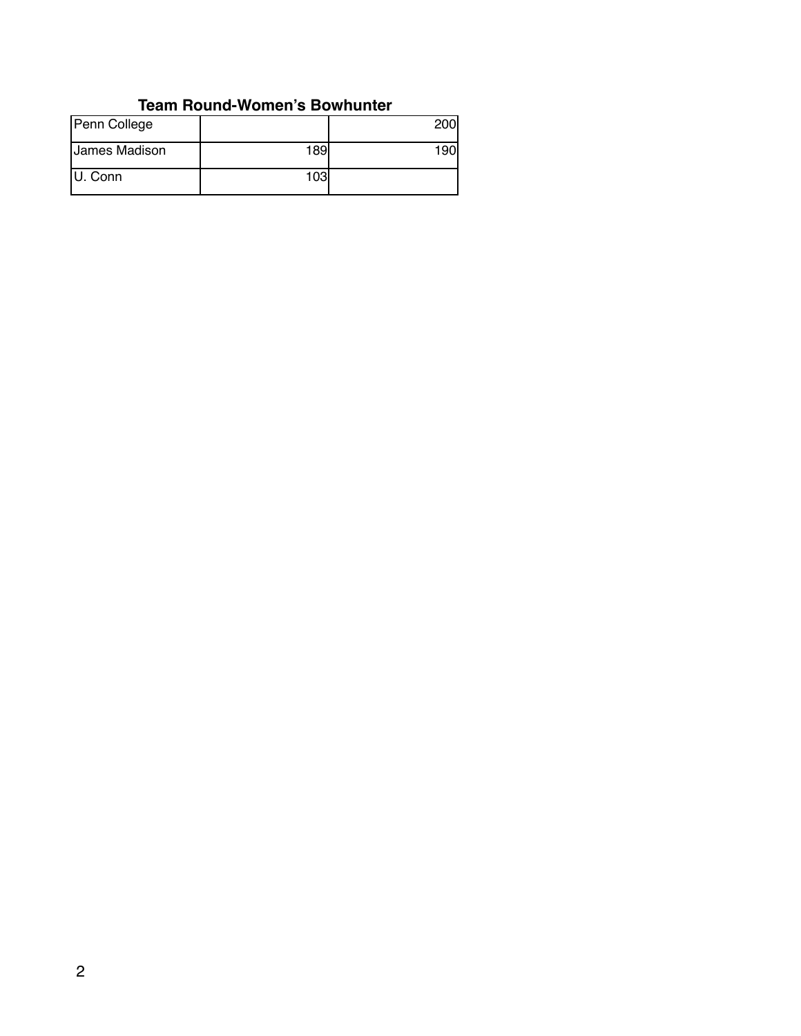### Team Round-Women's Bowhunter

| | | |
|---|---|---|
| Penn College | | 200 |
| James Madison | 189 | 190 |
| U. Conn | 103 | |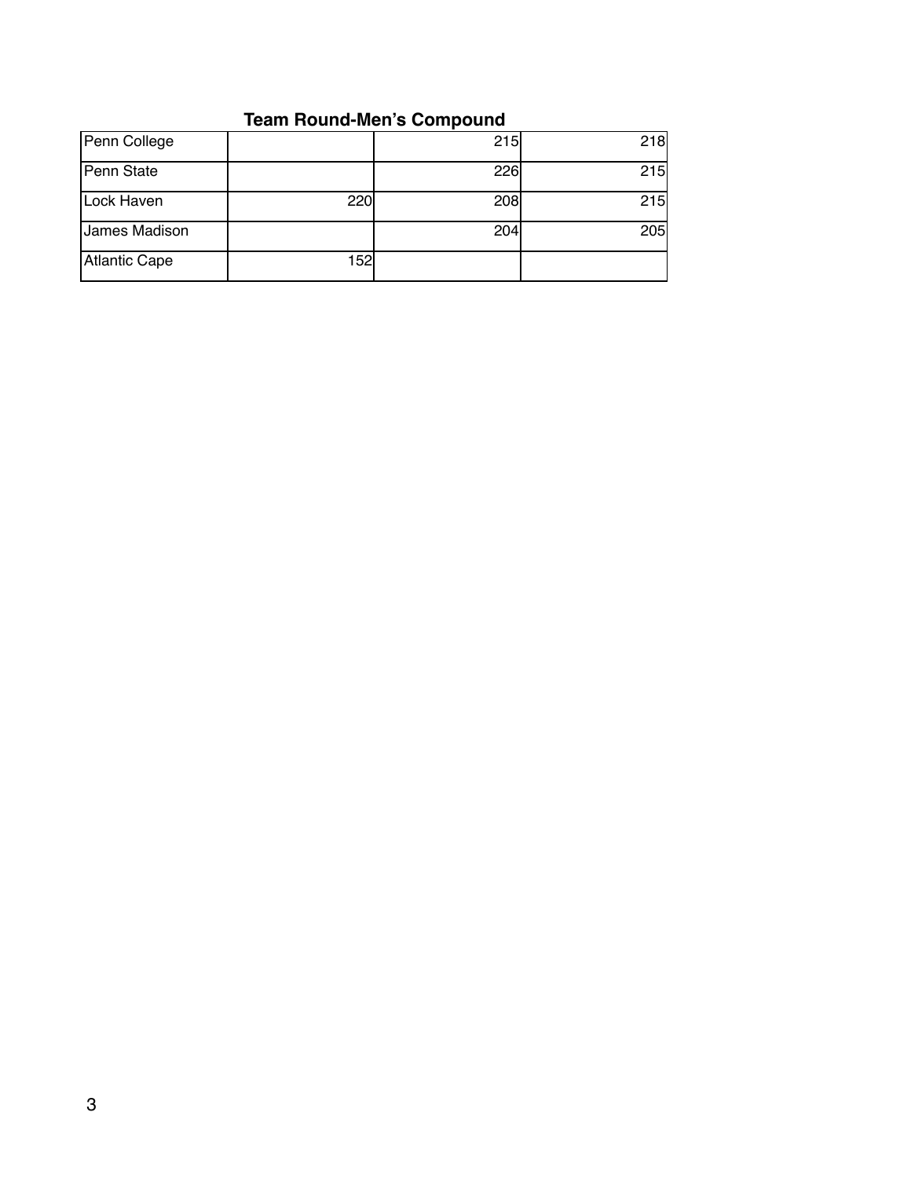### Team Round-Men's Compound

| | | | |
|---|---|---|---|
| Penn College | | 215 | 218 |
| Penn State | | 226 | 215 |
| Lock Haven | 220 | 208 | 215 |
| James Madison | | 204 | 205 |
| Atlantic Cape | 152 | | |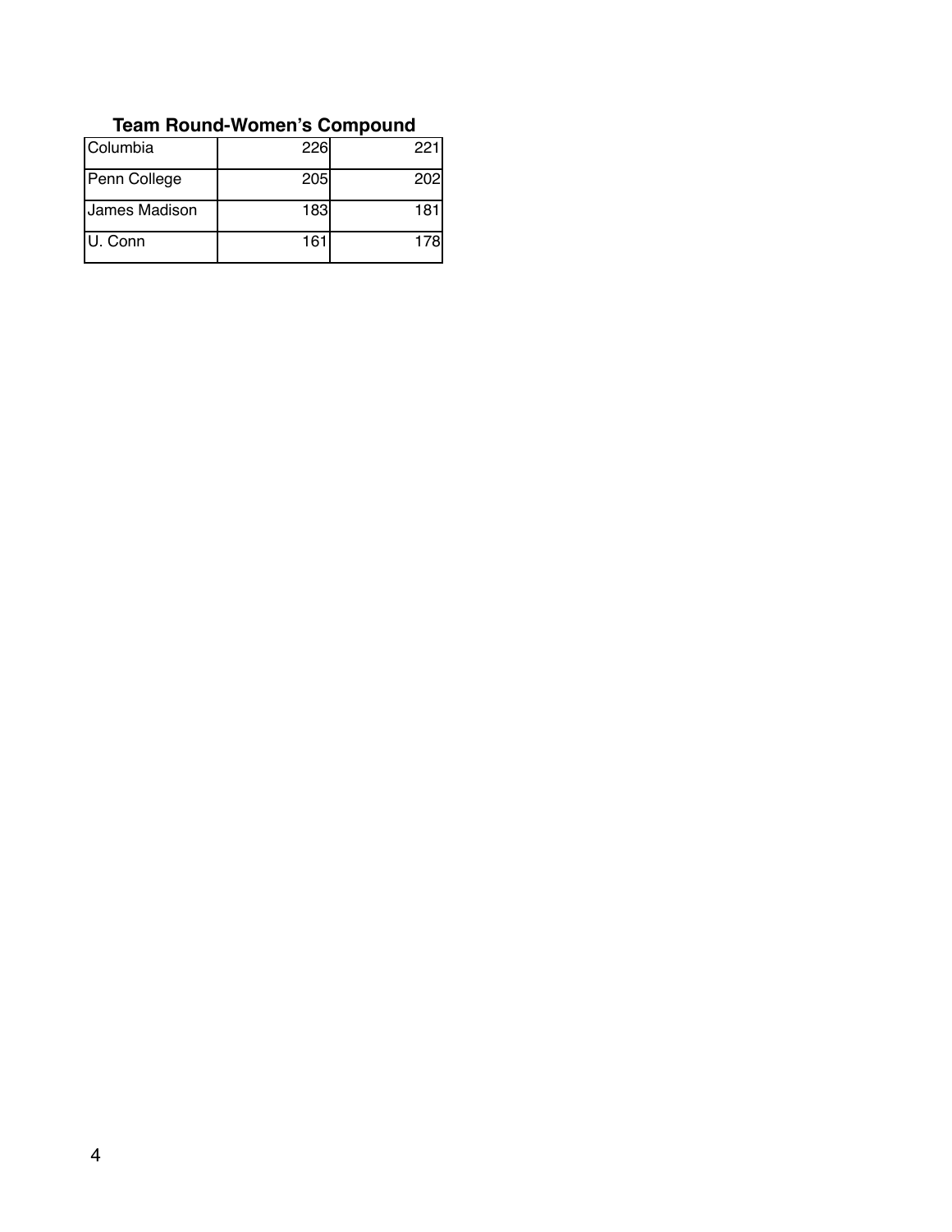### Team Round-Women's Compound

| | | |
|---|---|---|
| Columbia | 226 | 221 |
| Penn College | 205 | 202 |
| James Madison | 183 | 181 |
| U. Conn | 161 | 178 |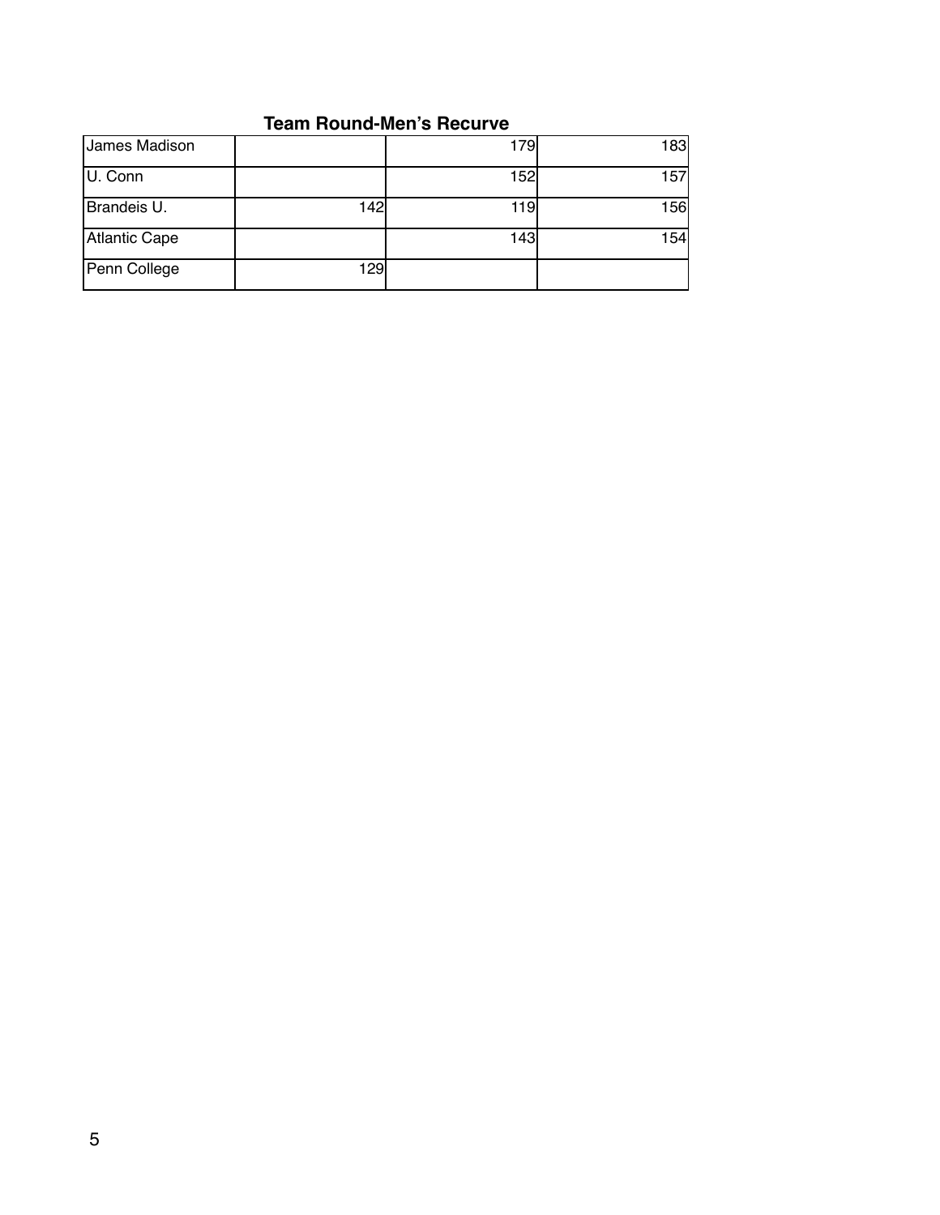### Team Round-Men's Recurve

| | | | |
|---|---|---|---|
| James Madison | | 179 | 183 |
| U. Conn | | 152 | 157 |
| Brandeis U. | 142 | 119 | 156 |
| Atlantic Cape | | 143 | 154 |
| Penn College | 129 | | |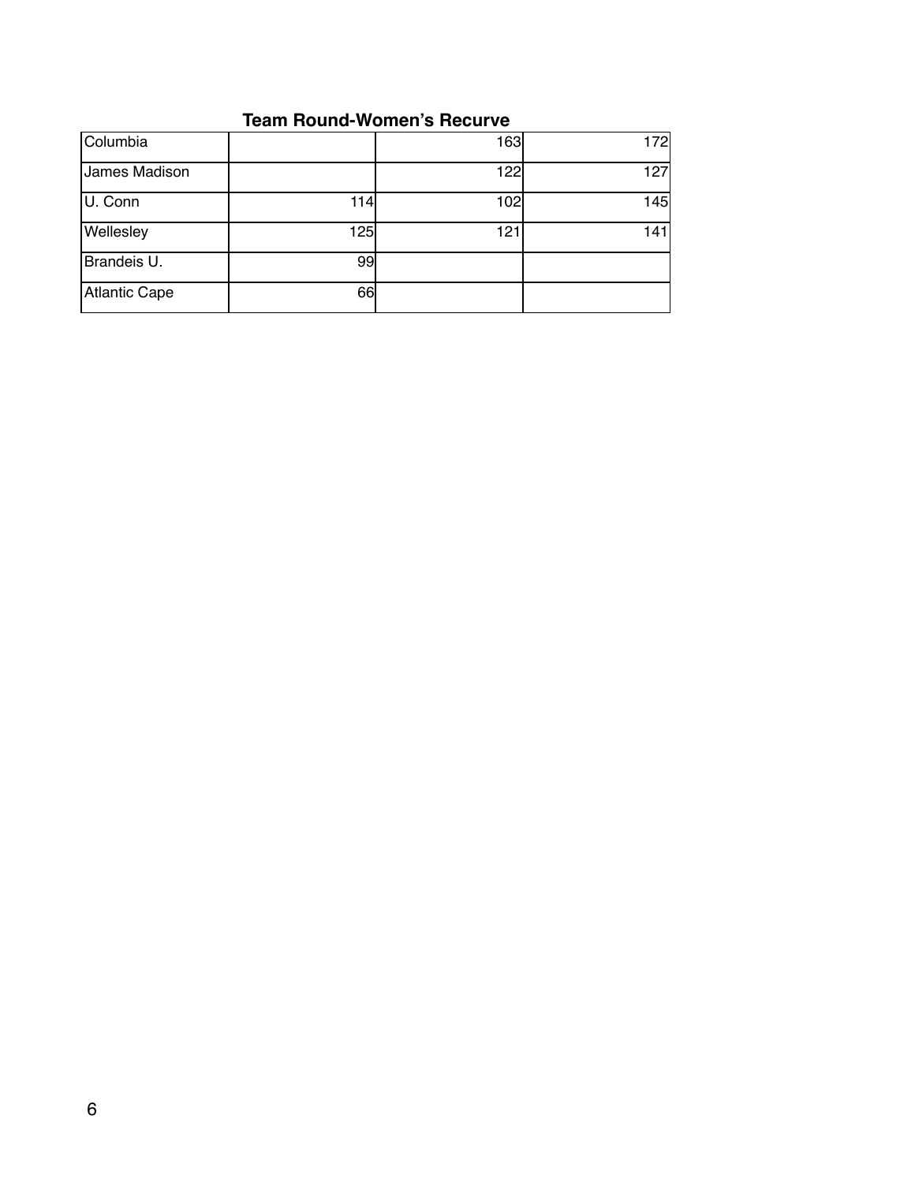### Team Round-Women's Recurve

| | | | |
|---|---|---|---|
| Columbia | | 163 | 172 |
| James Madison | | 122 | 127 |
| U. Conn | 114 | 102 | 145 |
| Wellesley | 125 | 121 | 141 |
| Brandeis U. | 99 | | |
| Atlantic Cape | 66 | | |